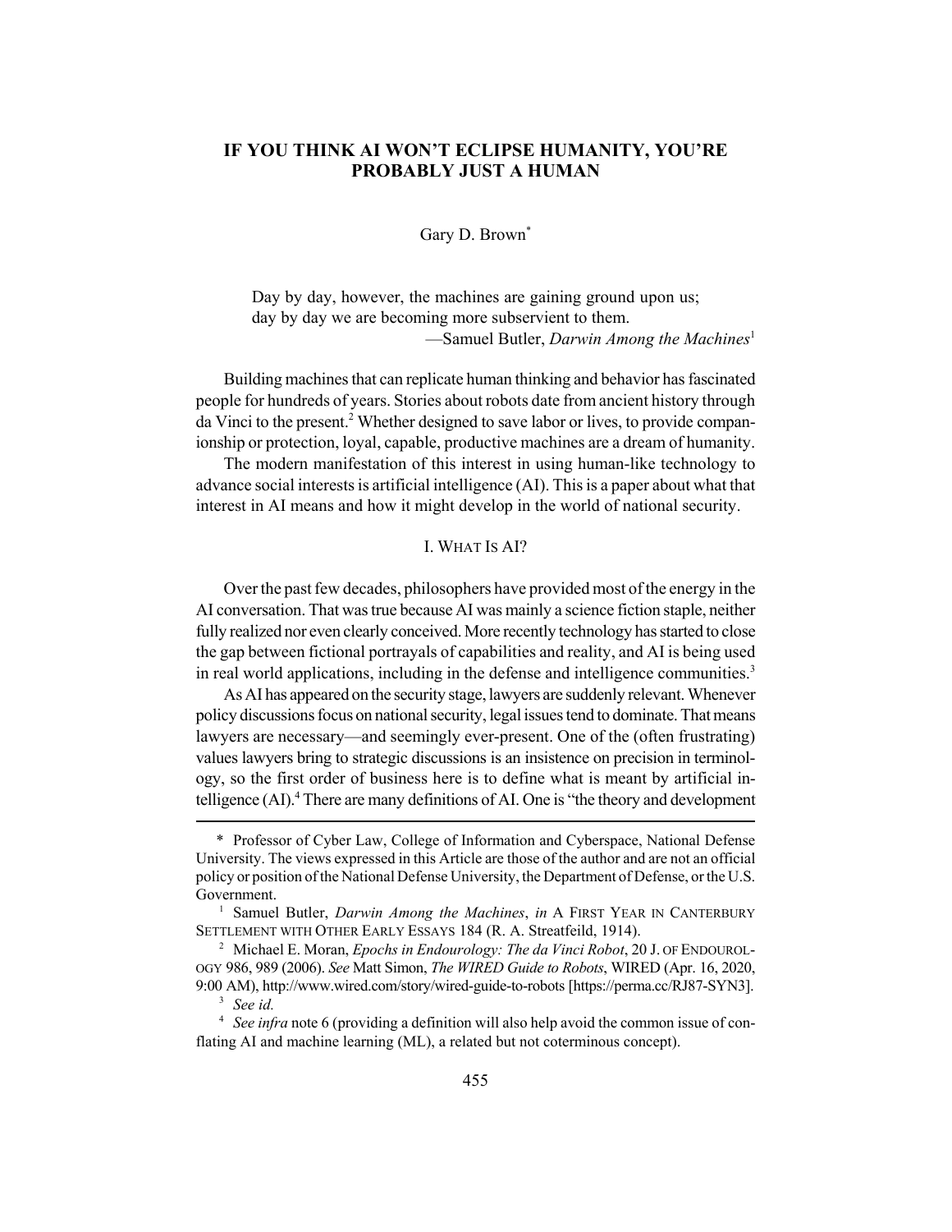# IF YOU THINK AI WON'T ECLIPSE HUMANITY, YOU'RE PROBABLY JUST A HUMAN

Gary D. Brown*

> Day by day, however, the machines are gaining ground upon us; day by day we are becoming more subservient to them.
>
> —Samuel Butler, *Darwin Among the Machines*[1]

Building machines that can replicate human thinking and behavior has fascinated people for hundreds of years. Stories about robots date from ancient history through da Vinci to the present.[2] Whether designed to save labor or lives, to provide companionship or protection, loyal, capable, productive machines are a dream of humanity.

The modern manifestation of this interest in using human-like technology to advance social interests is artificial intelligence (AI). This is a paper about what that interest in AI means and how it might develop in the world of national security.

## I. WHAT IS AI?

Over the past few decades, philosophers have provided most of the energy in the AI conversation. That was true because AI was mainly a science fiction staple, neither fully realized nor even clearly conceived. More recently technology has started to close the gap between fictional portrayals of capabilities and reality, and AI is being used in real world applications, including in the defense and intelligence communities.[3]

As AI has appeared on the security stage, lawyers are suddenly relevant. Whenever policy discussions focus on national security, legal issues tend to dominate. That means lawyers are necessary—and seemingly ever-present. One of the (often frustrating) values lawyers bring to strategic discussions is an insistence on precision in terminology, so the first order of business here is to define what is meant by artificial intelligence (AI).[4] There are many definitions of AI. One is "the theory and development

---

\* Professor of Cyber Law, College of Information and Cyberspace, National Defense University. The views expressed in this Article are those of the author and are not an official policy or position of the National Defense University, the Department of Defense, or the U.S. Government.

[1] Samuel Butler, *Darwin Among the Machines*, *in* A FIRST YEAR IN CANTERBURY SETTLEMENT WITH OTHER EARLY ESSAYS 184 (R. A. Streatfeild, 1914).

[2] Michael E. Moran, *Epochs in Endourology: The da Vinci Robot*, 20 J. OF ENDOUROLOGY 986, 989 (2006). *See* Matt Simon, *The WIRED Guide to Robots*, WIRED (Apr. 16, 2020, 9:00 AM), http://www.wired.com/story/wired-guide-to-robots [https://perma.cc/RJ87-SYN3].

[3] *See id.*

[4] *See infra* note 6 (providing a definition will also help avoid the common issue of conflating AI and machine learning (ML), a related but not coterminous concept).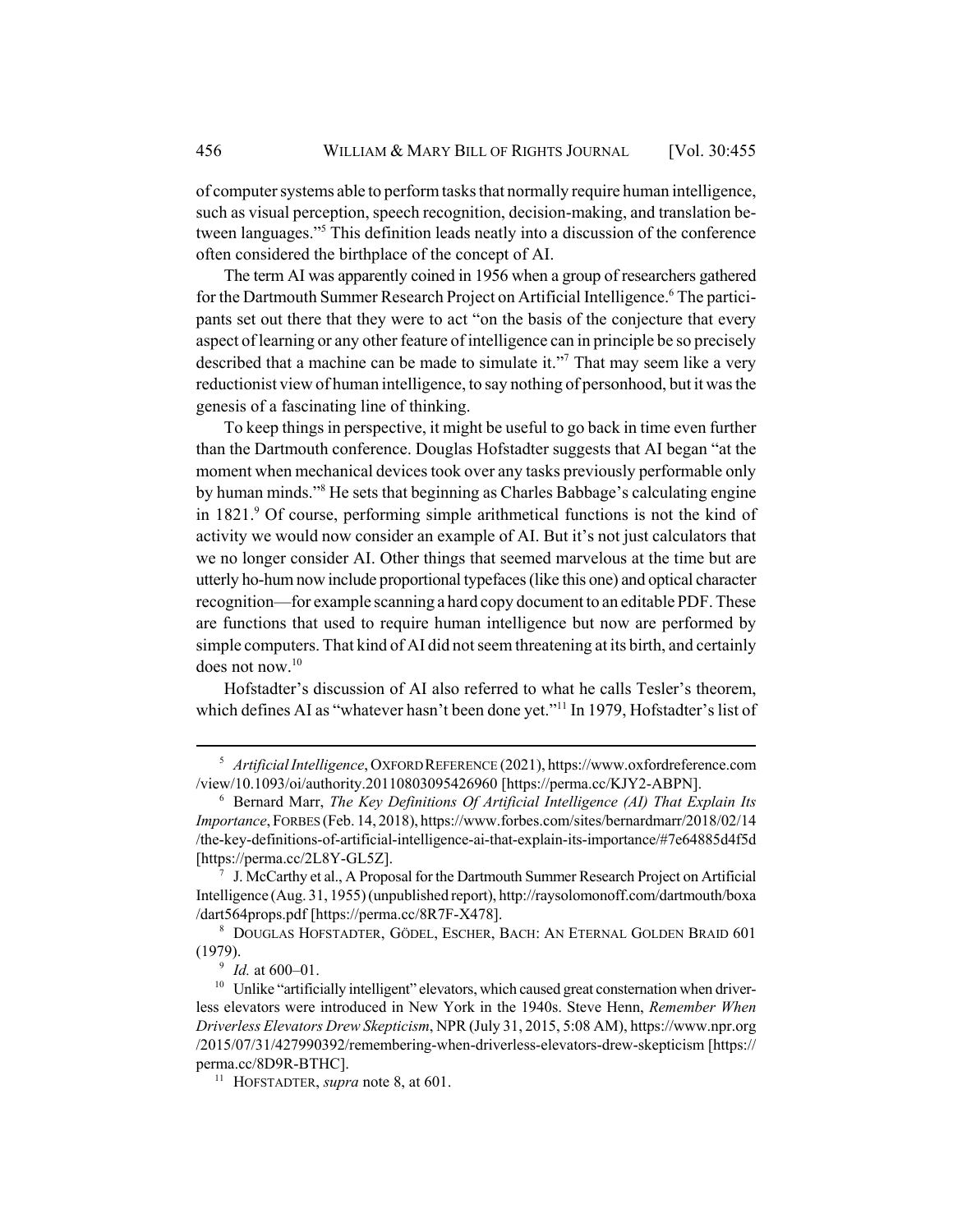of computer systems able to perform tasks that normally require human intelligence, such as visual perception, speech recognition, decision-making, and translation between languages."[5] This definition leads neatly into a discussion of the conference often considered the birthplace of the concept of AI.

The term AI was apparently coined in 1956 when a group of researchers gathered for the Dartmouth Summer Research Project on Artificial Intelligence.[6] The participants set out there that they were to act "on the basis of the conjecture that every aspect of learning or any other feature of intelligence can in principle be so precisely described that a machine can be made to simulate it."[7] That may seem like a very reductionist view of human intelligence, to say nothing of personhood, but it was the genesis of a fascinating line of thinking.

To keep things in perspective, it might be useful to go back in time even further than the Dartmouth conference. Douglas Hofstadter suggests that AI began "at the moment when mechanical devices took over any tasks previously performable only by human minds."[8] He sets that beginning as Charles Babbage's calculating engine in 1821.[9] Of course, performing simple arithmetical functions is not the kind of activity we would now consider an example of AI. But it's not just calculators that we no longer consider AI. Other things that seemed marvelous at the time but are utterly ho-hum now include proportional typefaces (like this one) and optical character recognition—for example scanning a hard copy document to an editable PDF. These are functions that used to require human intelligence but now are performed by simple computers. That kind of AI did not seem threatening at its birth, and certainly does not now.[10]

Hofstadter's discussion of AI also referred to what he calls Tesler's theorem, which defines AI as "whatever hasn't been done yet."[11] In 1979, Hofstadter's list of

---

[5] *Artificial Intelligence*, OXFORD REFERENCE (2021), https://www.oxfordreference.com/view/10.1093/oi/authority.20110803095426960 [https://perma.cc/KJY2-ABPN].

[6] Bernard Marr, *The Key Definitions Of Artificial Intelligence (AI) That Explain Its Importance*, FORBES (Feb. 14, 2018), https://www.forbes.com/sites/bernardmarr/2018/02/14/the-key-definitions-of-artificial-intelligence-ai-that-explain-its-importance/#7e64885d4f5d [https://perma.cc/2L8Y-GL5Z].

[7] J. McCarthy et al., A Proposal for the Dartmouth Summer Research Project on Artificial Intelligence (Aug. 31, 1955) (unpublished report), http://raysolomonoff.com/dartmouth/boxa/dart564props.pdf [https://perma.cc/8R7F-X478].

[8] DOUGLAS HOFSTADTER, GÖDEL, ESCHER, BACH: AN ETERNAL GOLDEN BRAID 601 (1979).

[9] *Id.* at 600–01.

[10] Unlike "artificially intelligent" elevators, which caused great consternation when driverless elevators were introduced in New York in the 1940s. Steve Henn, *Remember When Driverless Elevators Drew Skepticism*, NPR (July 31, 2015, 5:08 AM), https://www.npr.org/2015/07/31/427990392/remembering-when-driverless-elevators-drew-skepticism [https://perma.cc/8D9R-BTHC].

[11] HOFSTADTER, *supra* note 8, at 601.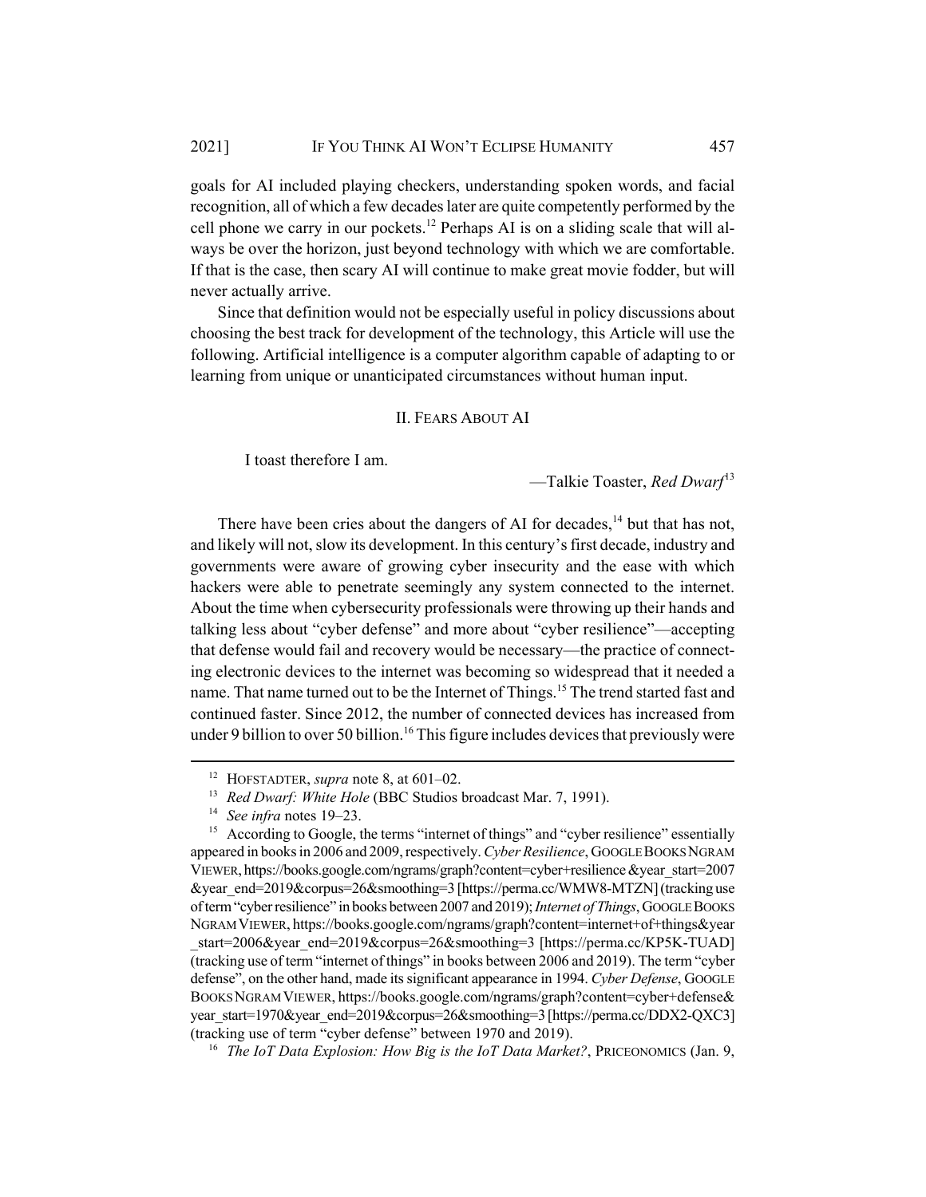goals for AI included playing checkers, understanding spoken words, and facial recognition, all of which a few decades later are quite competently performed by the cell phone we carry in our pockets.[12] Perhaps AI is on a sliding scale that will always be over the horizon, just beyond technology with which we are comfortable. If that is the case, then scary AI will continue to make great movie fodder, but will never actually arrive.

Since that definition would not be especially useful in policy discussions about choosing the best track for development of the technology, this Article will use the following. Artificial intelligence is a computer algorithm capable of adapting to or learning from unique or unanticipated circumstances without human input.

## II. Fears About AI

> I toast therefore I am.
>
> —Talkie Toaster, *Red Dwarf*[13]

There have been cries about the dangers of AI for decades,[14] but that has not, and likely will not, slow its development. In this century's first decade, industry and governments were aware of growing cyber insecurity and the ease with which hackers were able to penetrate seemingly any system connected to the internet. About the time when cybersecurity professionals were throwing up their hands and talking less about "cyber defense" and more about "cyber resilience"—accepting that defense would fail and recovery would be necessary—the practice of connecting electronic devices to the internet was becoming so widespread that it needed a name. That name turned out to be the Internet of Things.[15] The trend started fast and continued faster. Since 2012, the number of connected devices has increased from under 9 billion to over 50 billion.[16] This figure includes devices that previously were

---

[12] Hofstadter, *supra* note 8, at 601–02.

[13] *Red Dwarf: White Hole* (BBC Studios broadcast Mar. 7, 1991).

[14] *See infra* notes 19–23.

[15] According to Google, the terms "internet of things" and "cyber resilience" essentially appeared in books in 2006 and 2009, respectively. *Cyber Resilience*, Google Books Ngram Viewer, https://books.google.com/ngrams/graph?content=cyber+resilience&year_start=2007&year_end=2019&corpus=26&smoothing=3 [https://perma.cc/WMW8-MTZN] (tracking use of term "cyber resilience" in books between 2007 and 2019); *Internet of Things*, Google Books Ngram Viewer, https://books.google.com/ngrams/graph?content=internet+of+things&year_start=2006&year_end=2019&corpus=26&smoothing=3 [https://perma.cc/KP5K-TUAD] (tracking use of term "internet of things" in books between 2006 and 2019). The term "cyber defense", on the other hand, made its significant appearance in 1994. *Cyber Defense*, Google Books Ngram Viewer, https://books.google.com/ngrams/graph?content=cyber+defense&year_start=1970&year_end=2019&corpus=26&smoothing=3 [https://perma.cc/DDX2-QXC3] (tracking use of term "cyber defense" between 1970 and 2019).

[16] *The IoT Data Explosion: How Big is the IoT Data Market?*, Priceonomics (Jan. 9,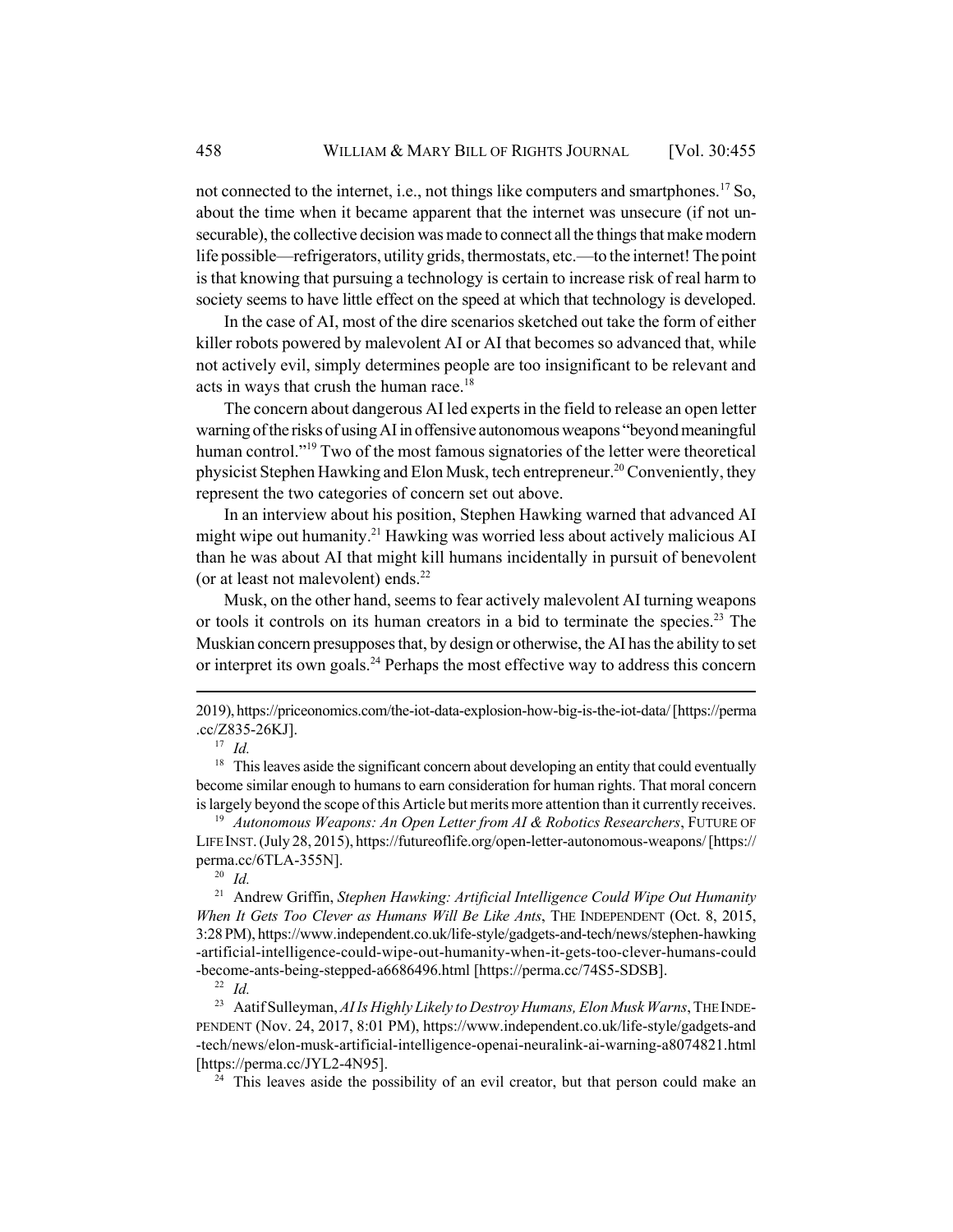not connected to the internet, i.e., not things like computers and smartphones.[17] So, about the time when it became apparent that the internet was unsecure (if not unsecurable), the collective decision was made to connect all the things that make modern life possible—refrigerators, utility grids, thermostats, etc.—to the internet! The point is that knowing that pursuing a technology is certain to increase risk of real harm to society seems to have little effect on the speed at which that technology is developed.

In the case of AI, most of the dire scenarios sketched out take the form of either killer robots powered by malevolent AI or AI that becomes so advanced that, while not actively evil, simply determines people are too insignificant to be relevant and acts in ways that crush the human race.[18]

The concern about dangerous AI led experts in the field to release an open letter warning of the risks of using AI in offensive autonomous weapons "beyond meaningful human control."[19] Two of the most famous signatories of the letter were theoretical physicist Stephen Hawking and Elon Musk, tech entrepreneur.[20] Conveniently, they represent the two categories of concern set out above.

In an interview about his position, Stephen Hawking warned that advanced AI might wipe out humanity.[21] Hawking was worried less about actively malicious AI than he was about AI that might kill humans incidentally in pursuit of benevolent (or at least not malevolent) ends.[22]

Musk, on the other hand, seems to fear actively malevolent AI turning weapons or tools it controls on its human creators in a bid to terminate the species.[23] The Muskian concern presupposes that, by design or otherwise, the AI has the ability to set or interpret its own goals.[24] Perhaps the most effective way to address this concern

---

2019), https://priceonomics.com/the-iot-data-explosion-how-big-is-the-iot-data/ [https://perma.cc/Z835-26KJ].

[17] *Id.*

[18] This leaves aside the significant concern about developing an entity that could eventually become similar enough to humans to earn consideration for human rights. That moral concern is largely beyond the scope of this Article but merits more attention than it currently receives.

[19] *Autonomous Weapons: An Open Letter from AI & Robotics Researchers*, FUTURE OF LIFE INST. (July 28, 2015), https://futureoflife.org/open-letter-autonomous-weapons/ [https://perma.cc/6TLA-355N].

[20] *Id.*

[21] Andrew Griffin, *Stephen Hawking: Artificial Intelligence Could Wipe Out Humanity When It Gets Too Clever as Humans Will Be Like Ants*, THE INDEPENDENT (Oct. 8, 2015, 3:28 PM), https://www.independent.co.uk/life-style/gadgets-and-tech/news/stephen-hawking-artificial-intelligence-could-wipe-out-humanity-when-it-gets-too-clever-humans-could-become-ants-being-stepped-a6686496.html [https://perma.cc/74S5-SDSB].

[22] *Id.*

[23] Aatif Sulleyman, *AI Is Highly Likely to Destroy Humans, Elon Musk Warns*, THE INDEPENDENT (Nov. 24, 2017, 8:01 PM), https://www.independent.co.uk/life-style/gadgets-and-tech/news/elon-musk-artificial-intelligence-openai-neuralink-ai-warning-a8074821.html [https://perma.cc/JYL2-4N95].

[24] This leaves aside the possibility of an evil creator, but that person could make an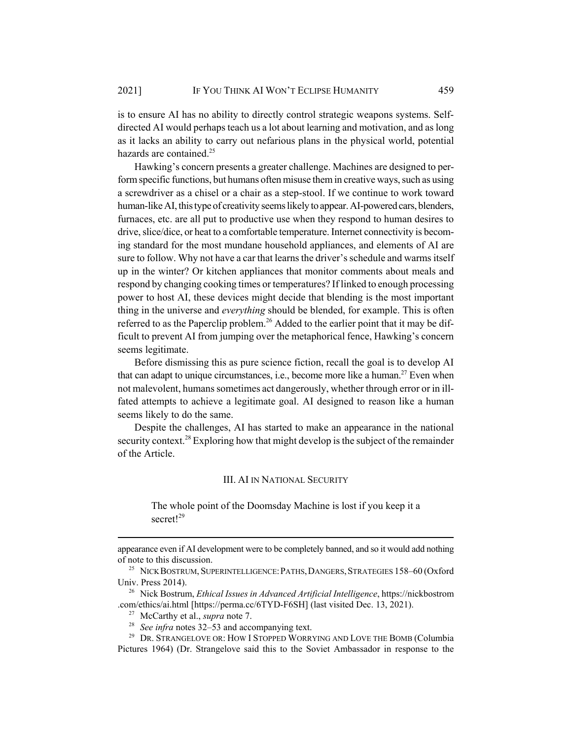is to ensure AI has no ability to directly control strategic weapons systems. Self-directed AI would perhaps teach us a lot about learning and motivation, and as long as it lacks an ability to carry out nefarious plans in the physical world, potential hazards are contained.[25]

Hawking's concern presents a greater challenge. Machines are designed to perform specific functions, but humans often misuse them in creative ways, such as using a screwdriver as a chisel or a chair as a step-stool. If we continue to work toward human-like AI, this type of creativity seems likely to appear. AI-powered cars, blenders, furnaces, etc. are all put to productive use when they respond to human desires to drive, slice/dice, or heat to a comfortable temperature. Internet connectivity is becoming standard for the most mundane household appliances, and elements of AI are sure to follow. Why not have a car that learns the driver's schedule and warms itself up in the winter? Or kitchen appliances that monitor comments about meals and respond by changing cooking times or temperatures? If linked to enough processing power to host AI, these devices might decide that blending is the most important thing in the universe and *everything* should be blended, for example. This is often referred to as the Paperclip problem.[26] Added to the earlier point that it may be difficult to prevent AI from jumping over the metaphorical fence, Hawking's concern seems legitimate.

Before dismissing this as pure science fiction, recall the goal is to develop AI that can adapt to unique circumstances, i.e., become more like a human.[27] Even when not malevolent, humans sometimes act dangerously, whether through error or in ill-fated attempts to achieve a legitimate goal. AI designed to reason like a human seems likely to do the same.

Despite the challenges, AI has started to make an appearance in the national security context.[28] Exploring how that might develop is the subject of the remainder of the Article.

## III. AI IN NATIONAL SECURITY

> The whole point of the Doomsday Machine is lost if you keep it a secret![29]

---

appearance even if AI development were to be completely banned, and so it would add nothing of note to this discussion.

[25] NICK BOSTRUM, SUPERINTELLIGENCE: PATHS, DANGERS, STRATEGIES 158–60 (Oxford Univ. Press 2014).

[26] Nick Bostrum, *Ethical Issues in Advanced Artificial Intelligence*, https://nickbostrom.com/ethics/ai.html [https://perma.cc/6TYD-F6SH] (last visited Dec. 13, 2021).

[27] McCarthy et al., *supra* note 7.

[28] *See infra* notes 32–53 and accompanying text.

[29] DR. STRANGELOVE OR: HOW I STOPPED WORRYING AND LOVE THE BOMB (Columbia Pictures 1964) (Dr. Strangelove said this to the Soviet Ambassador in response to the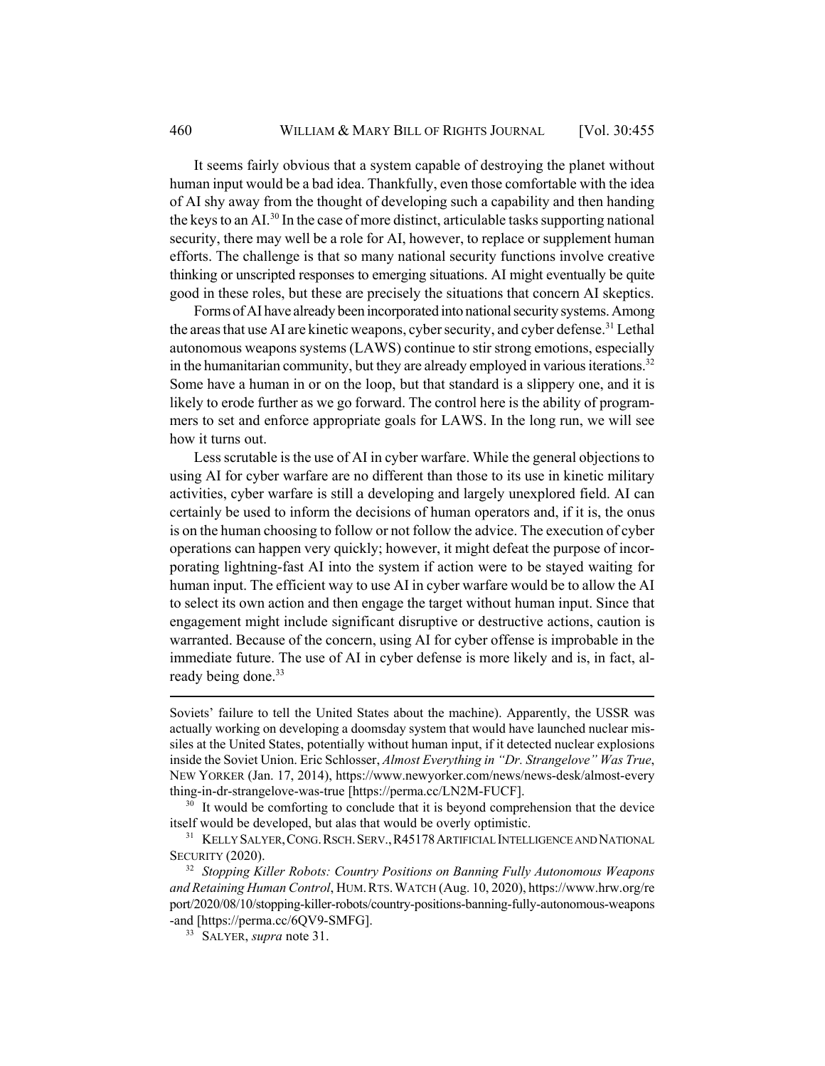It seems fairly obvious that a system capable of destroying the planet without human input would be a bad idea. Thankfully, even those comfortable with the idea of AI shy away from the thought of developing such a capability and then handing the keys to an AI.[30] In the case of more distinct, articulable tasks supporting national security, there may well be a role for AI, however, to replace or supplement human efforts. The challenge is that so many national security functions involve creative thinking or unscripted responses to emerging situations. AI might eventually be quite good in these roles, but these are precisely the situations that concern AI skeptics.

Forms of AI have already been incorporated into national security systems. Among the areas that use AI are kinetic weapons, cyber security, and cyber defense.[31] Lethal autonomous weapons systems (LAWS) continue to stir strong emotions, especially in the humanitarian community, but they are already employed in various iterations.[32] Some have a human in or on the loop, but that standard is a slippery one, and it is likely to erode further as we go forward. The control here is the ability of programmers to set and enforce appropriate goals for LAWS. In the long run, we will see how it turns out.

Less scrutable is the use of AI in cyber warfare. While the general objections to using AI for cyber warfare are no different than those to its use in kinetic military activities, cyber warfare is still a developing and largely unexplored field. AI can certainly be used to inform the decisions of human operators and, if it is, the onus is on the human choosing to follow or not follow the advice. The execution of cyber operations can happen very quickly; however, it might defeat the purpose of incorporating lightning-fast AI into the system if action were to be stayed waiting for human input. The efficient way to use AI in cyber warfare would be to allow the AI to select its own action and then engage the target without human input. Since that engagement might include significant disruptive or destructive actions, caution is warranted. Because of the concern, using AI for cyber offense is improbable in the immediate future. The use of AI in cyber defense is more likely and is, in fact, already being done.[33]

---

Soviets' failure to tell the United States about the machine). Apparently, the USSR was actually working on developing a doomsday system that would have launched nuclear missiles at the United States, potentially without human input, if it detected nuclear explosions inside the Soviet Union. Eric Schlosser, *Almost Everything in "Dr. Strangelove" Was True*, NEW YORKER (Jan. 17, 2014), https://www.newyorker.com/news/news-desk/almost-every thing-in-dr-strangelove-was-true [https://perma.cc/LN2M-FUCF].

[30] It would be comforting to conclude that it is beyond comprehension that the device itself would be developed, but alas that would be overly optimistic.

[31] KELLY SALYER, CONG. RSCH. SERV., R45178 ARTIFICIAL INTELLIGENCE AND NATIONAL SECURITY (2020).

[32] *Stopping Killer Robots: Country Positions on Banning Fully Autonomous Weapons and Retaining Human Control*, HUM. RTS. WATCH (Aug. 10, 2020), https://www.hrw.org/re port/2020/08/10/stopping-killer-robots/country-positions-banning-fully-autonomous-weapons -and [https://perma.cc/6QV9-SMFG].

[33] SALYER, *supra* note 31.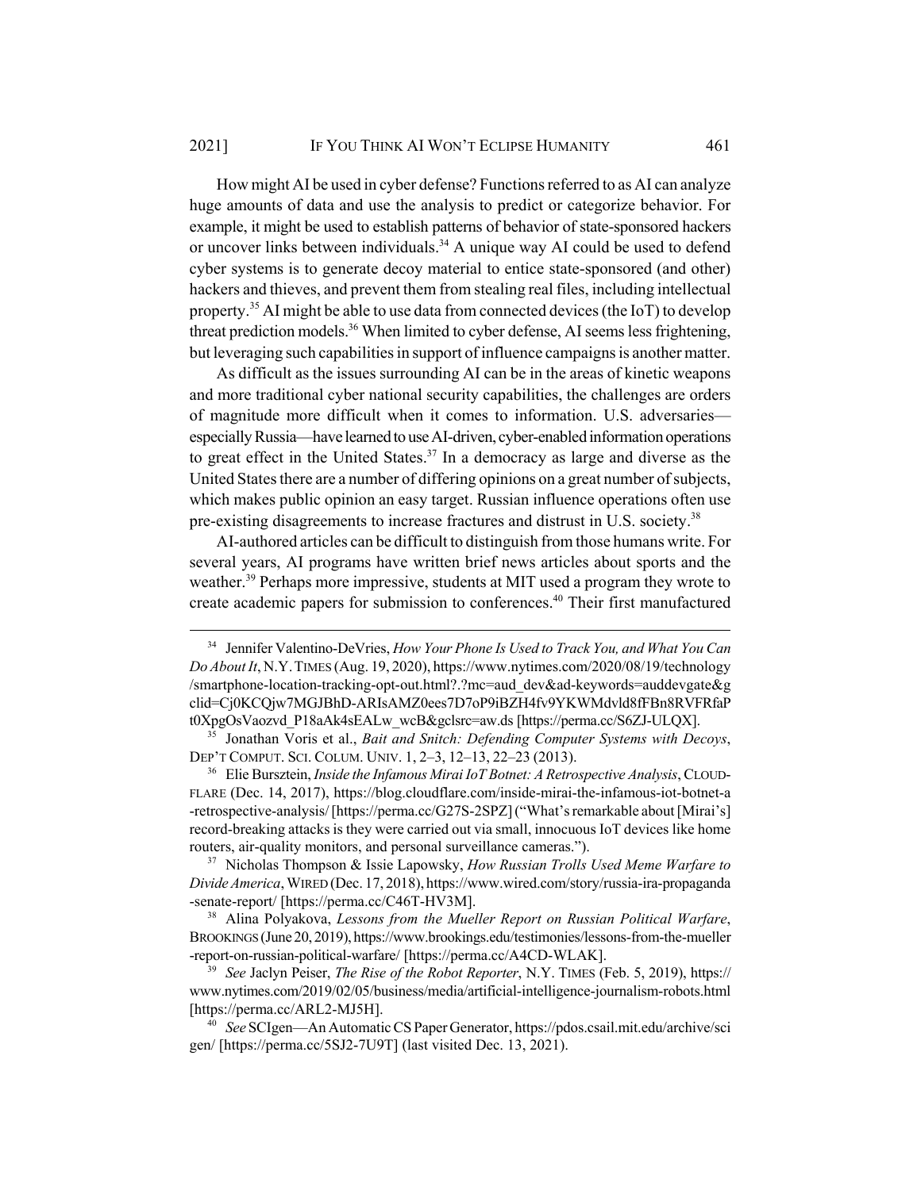How might AI be used in cyber defense? Functions referred to as AI can analyze huge amounts of data and use the analysis to predict or categorize behavior. For example, it might be used to establish patterns of behavior of state-sponsored hackers or uncover links between individuals.[34] A unique way AI could be used to defend cyber systems is to generate decoy material to entice state-sponsored (and other) hackers and thieves, and prevent them from stealing real files, including intellectual property.[35] AI might be able to use data from connected devices (the IoT) to develop threat prediction models.[36] When limited to cyber defense, AI seems less frightening, but leveraging such capabilities in support of influence campaigns is another matter.

As difficult as the issues surrounding AI can be in the areas of kinetic weapons and more traditional cyber national security capabilities, the challenges are orders of magnitude more difficult when it comes to information. U.S. adversaries—especially Russia—have learned to use AI-driven, cyber-enabled information operations to great effect in the United States.[37] In a democracy as large and diverse as the United States there are a number of differing opinions on a great number of subjects, which makes public opinion an easy target. Russian influence operations often use pre-existing disagreements to increase fractures and distrust in U.S. society.[38]

AI-authored articles can be difficult to distinguish from those humans write. For several years, AI programs have written brief news articles about sports and the weather.[39] Perhaps more impressive, students at MIT used a program they wrote to create academic papers for submission to conferences.[40] Their first manufactured

---

[34] Jennifer Valentino-DeVries, *How Your Phone Is Used to Track You, and What You Can Do About It*, N.Y. TIMES (Aug. 19, 2020), https://www.nytimes.com/2020/08/19/technology/smartphone-location-tracking-opt-out.html?.?mc=aud_dev&ad-keywords=auddevgate&gclid=Cj0KCQjw7MGJBhD-ARIsAMZ0ees7D7oP9iBZH4fv9YKWMdvld8fFBn8RVFRfaPt0XpgOsVaozvd_P18aAk4sEALw_wcB&gclsrc=aw.ds [https://perma.cc/S6ZJ-ULQX].

[35] Jonathan Voris et al., *Bait and Snitch: Defending Computer Systems with Decoys*, DEP'T COMPUT. SCI. COLUM. UNIV. 1, 2–3, 12–13, 22–23 (2013).

[36] Elie Bursztein, *Inside the Infamous Mirai IoT Botnet: A Retrospective Analysis*, CLOUDFLARE (Dec. 14, 2017), https://blog.cloudflare.com/inside-mirai-the-infamous-iot-botnet-a-retrospective-analysis/ [https://perma.cc/G27S-2SPZ] ("What's remarkable about [Mirai's] record-breaking attacks is they were carried out via small, innocuous IoT devices like home routers, air-quality monitors, and personal surveillance cameras.").

[37] Nicholas Thompson & Issie Lapowsky, *How Russian Trolls Used Meme Warfare to Divide America*, WIRED (Dec. 17, 2018), https://www.wired.com/story/russia-ira-propaganda-senate-report/ [https://perma.cc/C46T-HV3M].

[38] Alina Polyakova, *Lessons from the Mueller Report on Russian Political Warfare*, BROOKINGS (June 20, 2019), https://www.brookings.edu/testimonies/lessons-from-the-mueller-report-on-russian-political-warfare/ [https://perma.cc/A4CD-WLAK].

[39] *See* Jaclyn Peiser, *The Rise of the Robot Reporter*, N.Y. TIMES (Feb. 5, 2019), https://www.nytimes.com/2019/02/05/business/media/artificial-intelligence-journalism-robots.html [https://perma.cc/ARL2-MJ5H].

[40] *See* SCIgen—An Automatic CS Paper Generator, https://pdos.csail.mit.edu/archive/scigen/ [https://perma.cc/5SJ2-7U9T] (last visited Dec. 13, 2021).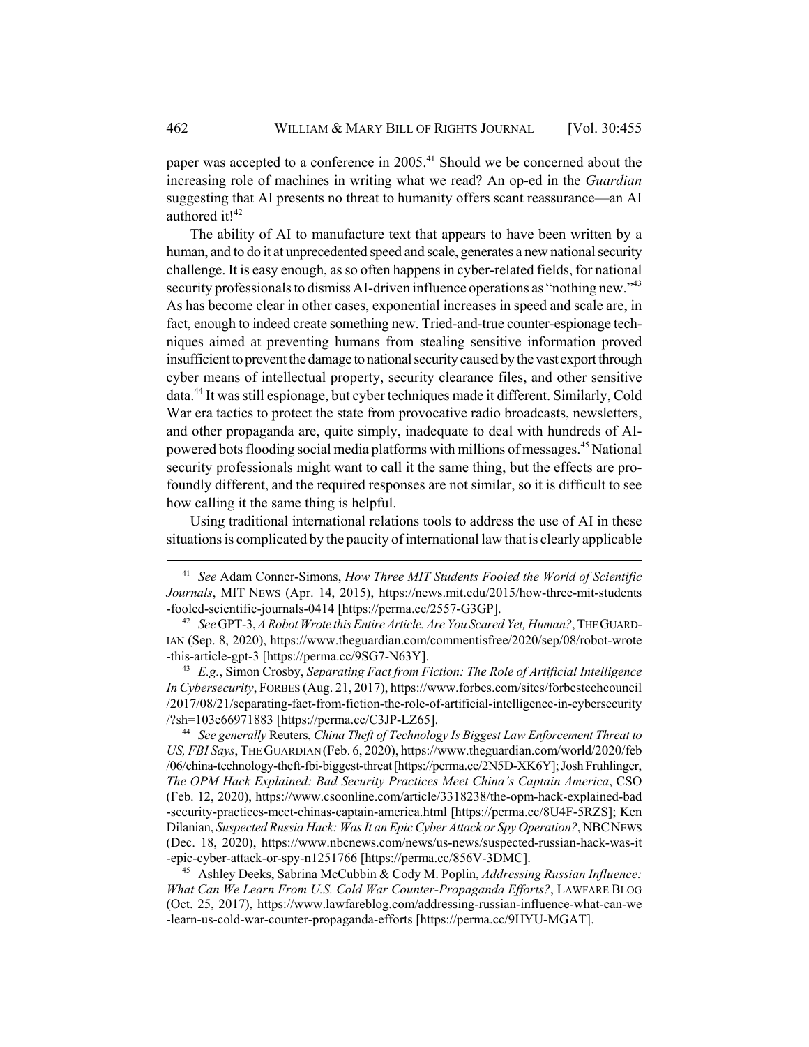paper was accepted to a conference in 2005.[41] Should we be concerned about the increasing role of machines in writing what we read? An op-ed in the *Guardian* suggesting that AI presents no threat to humanity offers scant reassurance—an AI authored it![42]

The ability of AI to manufacture text that appears to have been written by a human, and to do it at unprecedented speed and scale, generates a new national security challenge. It is easy enough, as so often happens in cyber-related fields, for national security professionals to dismiss AI-driven influence operations as "nothing new."[43] As has become clear in other cases, exponential increases in speed and scale are, in fact, enough to indeed create something new. Tried-and-true counter-espionage techniques aimed at preventing humans from stealing sensitive information proved insufficient to prevent the damage to national security caused by the vast export through cyber means of intellectual property, security clearance files, and other sensitive data.[44] It was still espionage, but cyber techniques made it different. Similarly, Cold War era tactics to protect the state from provocative radio broadcasts, newsletters, and other propaganda are, quite simply, inadequate to deal with hundreds of AI-powered bots flooding social media platforms with millions of messages.[45] National security professionals might want to call it the same thing, but the effects are profoundly different, and the required responses are not similar, so it is difficult to see how calling it the same thing is helpful.

Using traditional international relations tools to address the use of AI in these situations is complicated by the paucity of international law that is clearly applicable

---

[41] *See* Adam Conner-Simons, *How Three MIT Students Fooled the World of Scientific Journals*, MIT NEWS (Apr. 14, 2015), https://news.mit.edu/2015/how-three-mit-students-fooled-scientific-journals-0414 [https://perma.cc/2557-G3GP].

[42] *See* GPT-3, *A Robot Wrote this Entire Article. Are You Scared Yet, Human?*, THE GUARDIAN (Sep. 8, 2020), https://www.theguardian.com/commentisfree/2020/sep/08/robot-wrote-this-article-gpt-3 [https://perma.cc/9SG7-N63Y].

[43] *E.g.*, Simon Crosby, *Separating Fact from Fiction: The Role of Artificial Intelligence In Cybersecurity*, FORBES (Aug. 21, 2017), https://www.forbes.com/sites/forbestechcouncil/2017/08/21/separating-fact-from-fiction-the-role-of-artificial-intelligence-in-cybersecurity/?sh=103e66971883 [https://perma.cc/C3JP-LZ65].

[44] *See generally* Reuters, *China Theft of Technology Is Biggest Law Enforcement Threat to US, FBI Says*, THE GUARDIAN (Feb. 6, 2020), https://www.theguardian.com/world/2020/feb/06/china-technology-theft-fbi-biggest-threat [https://perma.cc/2N5D-XK6Y]; Josh Fruhlinger, *The OPM Hack Explained: Bad Security Practices Meet China's Captain America*, CSO (Feb. 12, 2020), https://www.csoonline.com/article/3318238/the-opm-hack-explained-bad-security-practices-meet-chinas-captain-america.html [https://perma.cc/8U4F-5RZS]; Ken Dilanian, *Suspected Russia Hack: Was It an Epic Cyber Attack or Spy Operation?*, NBC NEWS (Dec. 18, 2020), https://www.nbcnews.com/news/us-news/suspected-russian-hack-was-it-epic-cyber-attack-or-spy-n1251766 [https://perma.cc/856V-3DMC].

[45] Ashley Deeks, Sabrina McCubbin & Cody M. Poplin, *Addressing Russian Influence: What Can We Learn From U.S. Cold War Counter-Propaganda Efforts?*, LAWFARE BLOG (Oct. 25, 2017), https://www.lawfareblog.com/addressing-russian-influence-what-can-we-learn-us-cold-war-counter-propaganda-efforts [https://perma.cc/9HYU-MGAT].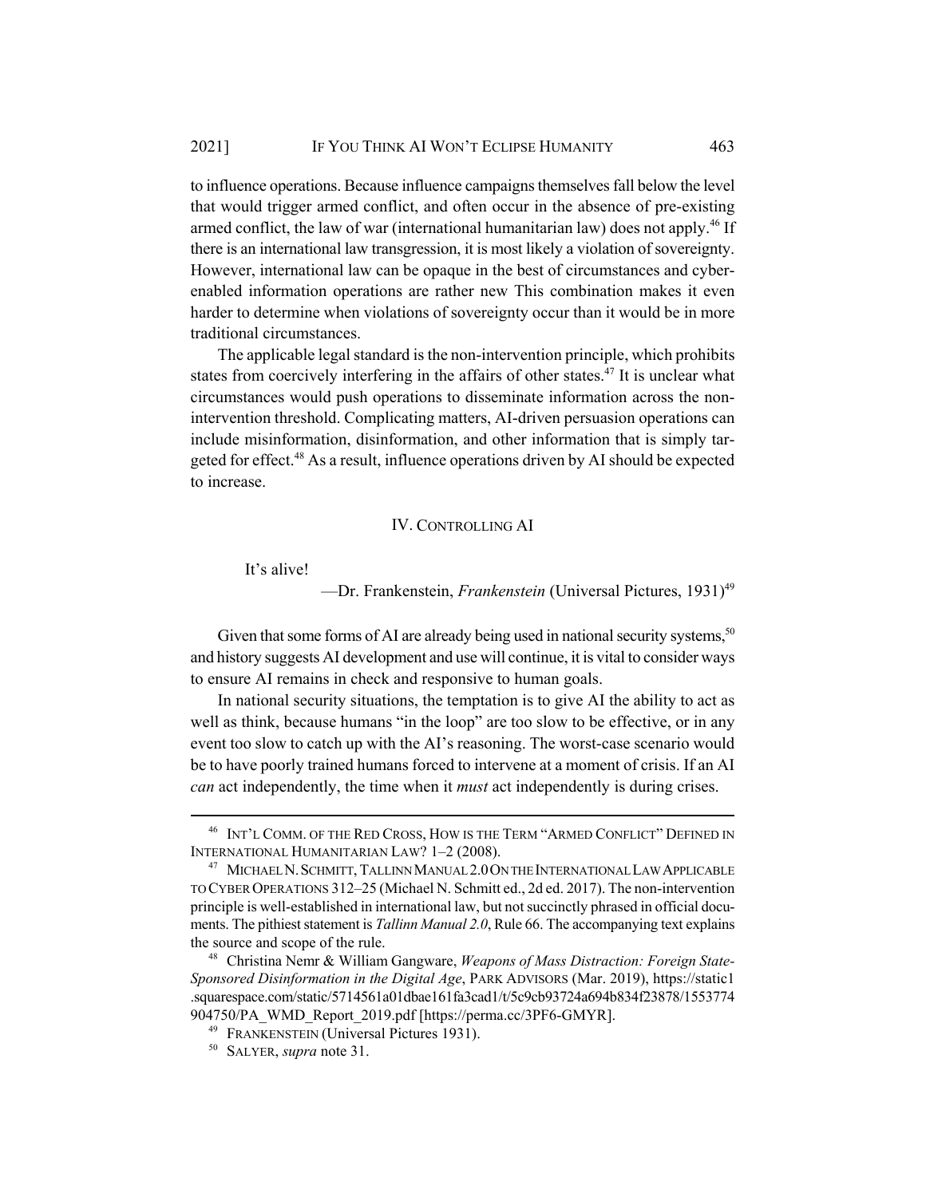to influence operations. Because influence campaigns themselves fall below the level that would trigger armed conflict, and often occur in the absence of pre-existing armed conflict, the law of war (international humanitarian law) does not apply.[46] If there is an international law transgression, it is most likely a violation of sovereignty. However, international law can be opaque in the best of circumstances and cyber-enabled information operations are rather new This combination makes it even harder to determine when violations of sovereignty occur than it would be in more traditional circumstances.

The applicable legal standard is the non-intervention principle, which prohibits states from coercively interfering in the affairs of other states.[47] It is unclear what circumstances would push operations to disseminate information across the non-intervention threshold. Complicating matters, AI-driven persuasion operations can include misinformation, disinformation, and other information that is simply targeted for effect.[48] As a result, influence operations driven by AI should be expected to increase.

## IV. CONTROLLING AI

> It's alive!
>
> —Dr. Frankenstein, *Frankenstein* (Universal Pictures, 1931)[49]

Given that some forms of AI are already being used in national security systems,[50] and history suggests AI development and use will continue, it is vital to consider ways to ensure AI remains in check and responsive to human goals.

In national security situations, the temptation is to give AI the ability to act as well as think, because humans "in the loop" are too slow to be effective, or in any event too slow to catch up with the AI's reasoning. The worst-case scenario would be to have poorly trained humans forced to intervene at a moment of crisis. If an AI *can* act independently, the time when it *must* act independently is during crises.

---

[46] INT'L COMM. OF THE RED CROSS, HOW IS THE TERM "ARMED CONFLICT" DEFINED IN INTERNATIONAL HUMANITARIAN LAW? 1–2 (2008).

[47] MICHAEL N. SCHMITT, TALLINN MANUAL 2.0 ON THE INTERNATIONAL LAW APPLICABLE TO CYBER OPERATIONS 312–25 (Michael N. Schmitt ed., 2d ed. 2017). The non-intervention principle is well-established in international law, but not succinctly phrased in official documents. The pithiest statement is *Tallinn Manual 2.0*, Rule 66. The accompanying text explains the source and scope of the rule.

[48] Christina Nemr & William Gangware, *Weapons of Mass Distraction: Foreign State-Sponsored Disinformation in the Digital Age*, PARK ADVISORS (Mar. 2019), https://static1.squarespace.com/static/5714561a01dbae161fa3cad1/t/5c9cb93724a694b834f23878/1553774904750/PA_WMD_Report_2019.pdf [https://perma.cc/3PF6-GMYR].

[49] FRANKENSTEIN (Universal Pictures 1931).

[50] SALYER, *supra* note 31.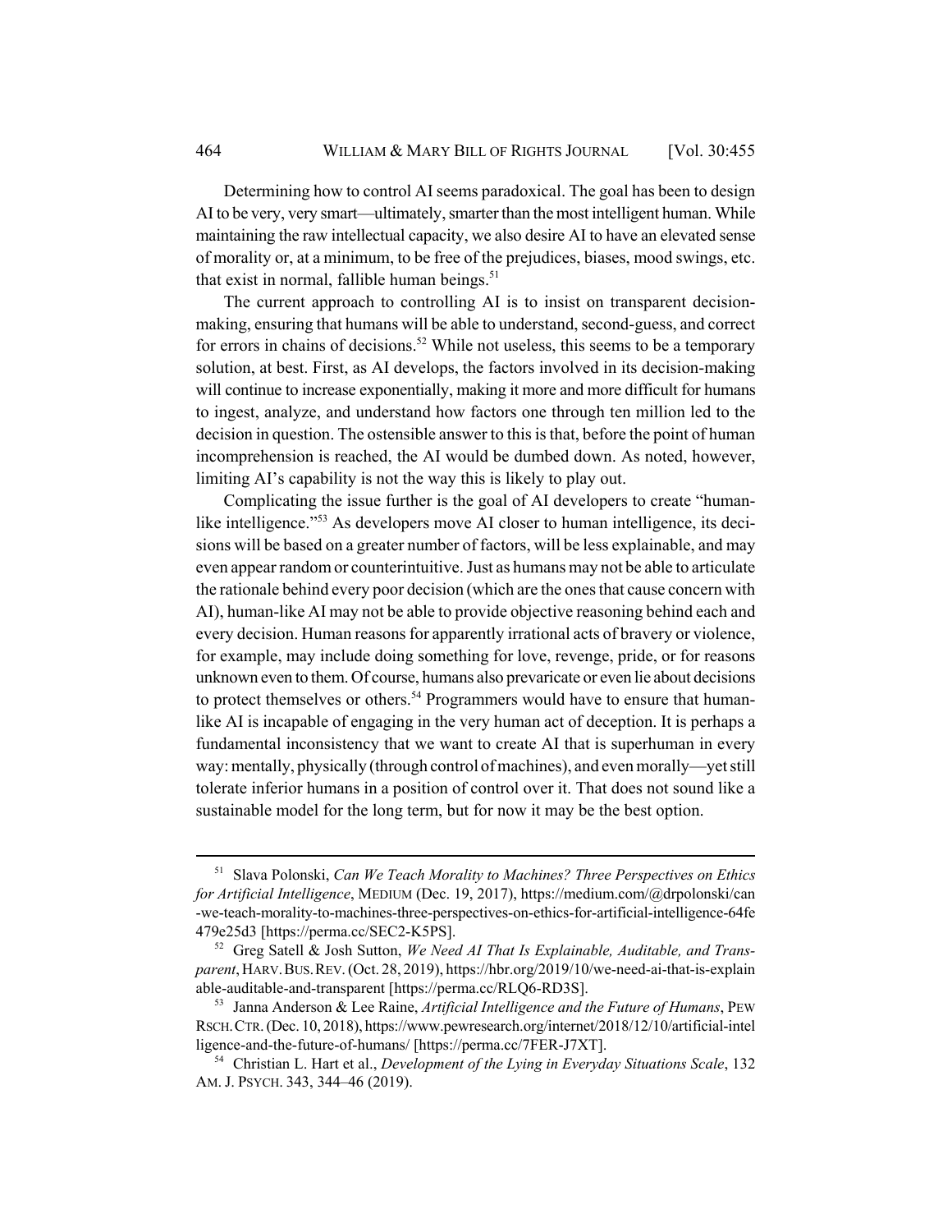Determining how to control AI seems paradoxical. The goal has been to design AI to be very, very smart—ultimately, smarter than the most intelligent human. While maintaining the raw intellectual capacity, we also desire AI to have an elevated sense of morality or, at a minimum, to be free of the prejudices, biases, mood swings, etc. that exist in normal, fallible human beings.[51]

The current approach to controlling AI is to insist on transparent decision-making, ensuring that humans will be able to understand, second-guess, and correct for errors in chains of decisions.[52] While not useless, this seems to be a temporary solution, at best. First, as AI develops, the factors involved in its decision-making will continue to increase exponentially, making it more and more difficult for humans to ingest, analyze, and understand how factors one through ten million led to the decision in question. The ostensible answer to this is that, before the point of human incomprehension is reached, the AI would be dumbed down. As noted, however, limiting AI's capability is not the way this is likely to play out.

Complicating the issue further is the goal of AI developers to create "human-like intelligence."[53] As developers move AI closer to human intelligence, its decisions will be based on a greater number of factors, will be less explainable, and may even appear random or counterintuitive. Just as humans may not be able to articulate the rationale behind every poor decision (which are the ones that cause concern with AI), human-like AI may not be able to provide objective reasoning behind each and every decision. Human reasons for apparently irrational acts of bravery or violence, for example, may include doing something for love, revenge, pride, or for reasons unknown even to them. Of course, humans also prevaricate or even lie about decisions to protect themselves or others.[54] Programmers would have to ensure that human-like AI is incapable of engaging in the very human act of deception. It is perhaps a fundamental inconsistency that we want to create AI that is superhuman in every way: mentally, physically (through control of machines), and even morally—yet still tolerate inferior humans in a position of control over it. That does not sound like a sustainable model for the long term, but for now it may be the best option.

---

[51] Slava Polonski, *Can We Teach Morality to Machines? Three Perspectives on Ethics for Artificial Intelligence*, MEDIUM (Dec. 19, 2017), https://medium.com/@drpolonski/can-we-teach-morality-to-machines-three-perspectives-on-ethics-for-artificial-intelligence-64fe479e25d3 [https://perma.cc/SEC2-K5PS].

[52] Greg Satell & Josh Sutton, *We Need AI That Is Explainable, Auditable, and Transparent*, HARV. BUS. REV. (Oct. 28, 2019), https://hbr.org/2019/10/we-need-ai-that-is-explainable-auditable-and-transparent [https://perma.cc/RLQ6-RD3S].

[53] Janna Anderson & Lee Raine, *Artificial Intelligence and the Future of Humans*, PEW RSCH. CTR. (Dec. 10, 2018), https://www.pewresearch.org/internet/2018/12/10/artificial-intelligence-and-the-future-of-humans/ [https://perma.cc/7FER-J7XT].

[54] Christian L. Hart et al., *Development of the Lying in Everyday Situations Scale*, 132 AM. J. PSYCH. 343, 344–46 (2019).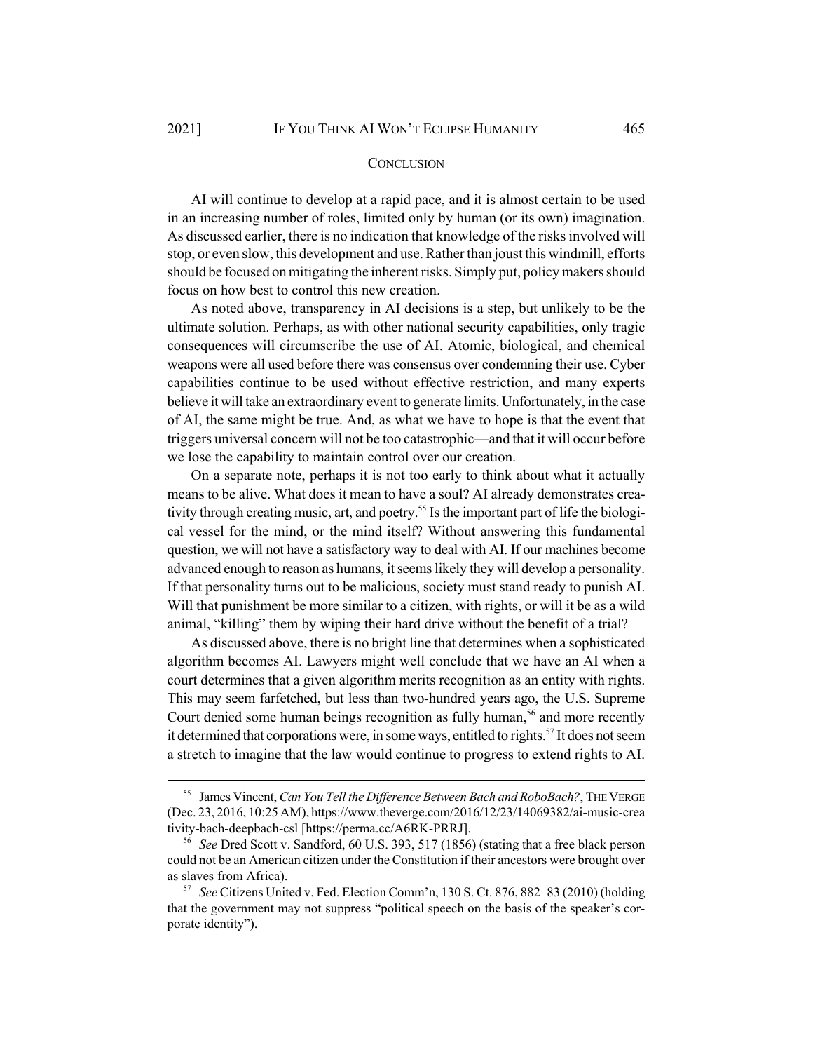## CONCLUSION

AI will continue to develop at a rapid pace, and it is almost certain to be used in an increasing number of roles, limited only by human (or its own) imagination. As discussed earlier, there is no indication that knowledge of the risks involved will stop, or even slow, this development and use. Rather than joust this windmill, efforts should be focused on mitigating the inherent risks. Simply put, policy makers should focus on how best to control this new creation.

As noted above, transparency in AI decisions is a step, but unlikely to be the ultimate solution. Perhaps, as with other national security capabilities, only tragic consequences will circumscribe the use of AI. Atomic, biological, and chemical weapons were all used before there was consensus over condemning their use. Cyber capabilities continue to be used without effective restriction, and many experts believe it will take an extraordinary event to generate limits. Unfortunately, in the case of AI, the same might be true. And, as what we have to hope is that the event that triggers universal concern will not be too catastrophic—and that it will occur before we lose the capability to maintain control over our creation.

On a separate note, perhaps it is not too early to think about what it actually means to be alive. What does it mean to have a soul? AI already demonstrates creativity through creating music, art, and poetry.[55] Is the important part of life the biological vessel for the mind, or the mind itself? Without answering this fundamental question, we will not have a satisfactory way to deal with AI. If our machines become advanced enough to reason as humans, it seems likely they will develop a personality. If that personality turns out to be malicious, society must stand ready to punish AI. Will that punishment be more similar to a citizen, with rights, or will it be as a wild animal, "killing" them by wiping their hard drive without the benefit of a trial?

As discussed above, there is no bright line that determines when a sophisticated algorithm becomes AI. Lawyers might well conclude that we have an AI when a court determines that a given algorithm merits recognition as an entity with rights. This may seem farfetched, but less than two-hundred years ago, the U.S. Supreme Court denied some human beings recognition as fully human,[56] and more recently it determined that corporations were, in some ways, entitled to rights.[57] It does not seem a stretch to imagine that the law would continue to progress to extend rights to AI.

---

[55] James Vincent, *Can You Tell the Difference Between Bach and RoboBach?*, THE VERGE (Dec. 23, 2016, 10:25 AM), https://www.theverge.com/2016/12/23/14069382/ai-music-creativity-bach-deepbach-csl [https://perma.cc/A6RK-PRRJ].

[56] *See* Dred Scott v. Sandford, 60 U.S. 393, 517 (1856) (stating that a free black person could not be an American citizen under the Constitution if their ancestors were brought over as slaves from Africa).

[57] *See* Citizens United v. Fed. Election Comm'n, 130 S. Ct. 876, 882–83 (2010) (holding that the government may not suppress "political speech on the basis of the speaker's corporate identity").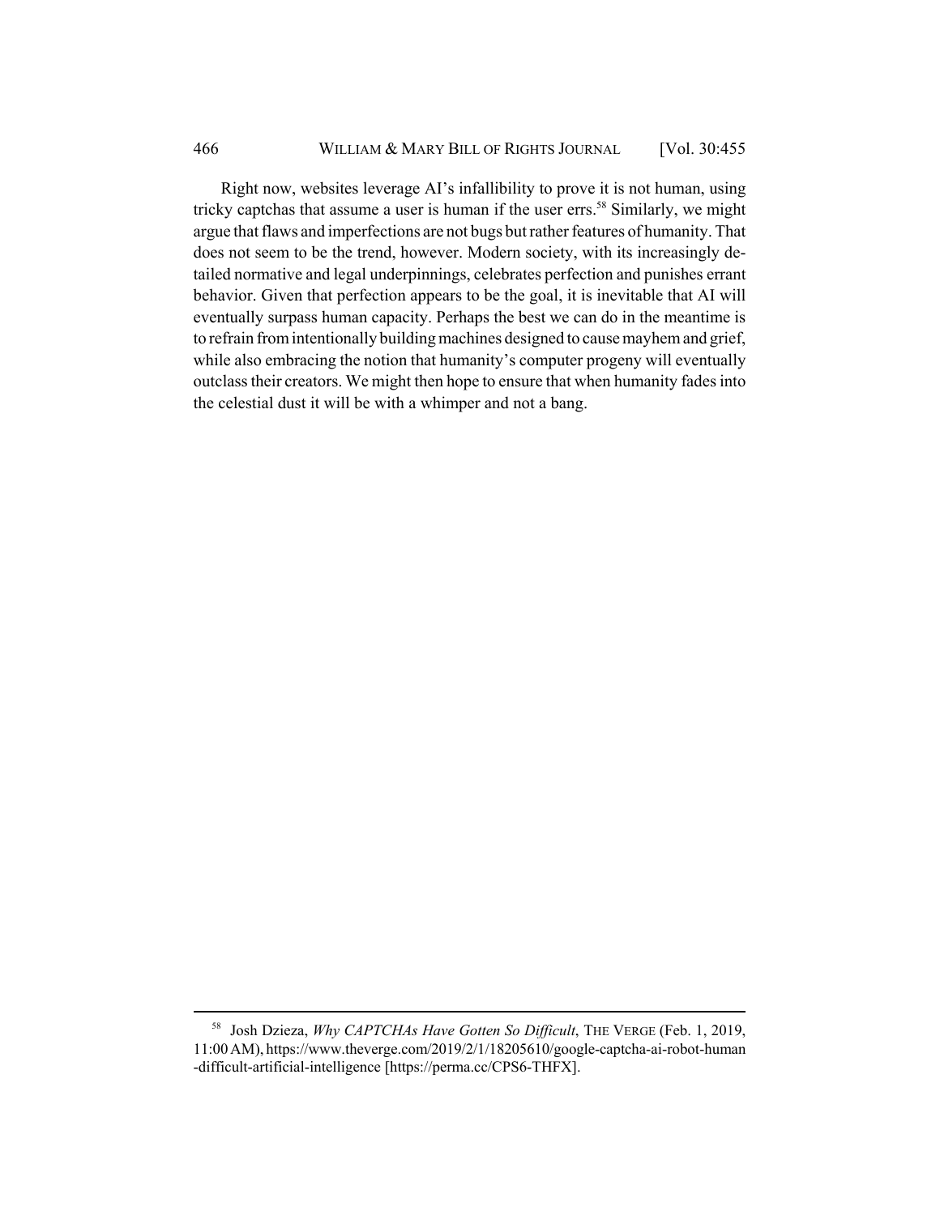Right now, websites leverage AI's infallibility to prove it is not human, using tricky captchas that assume a user is human if the user errs.[58] Similarly, we might argue that flaws and imperfections are not bugs but rather features of humanity. That does not seem to be the trend, however. Modern society, with its increasingly detailed normative and legal underpinnings, celebrates perfection and punishes errant behavior. Given that perfection appears to be the goal, it is inevitable that AI will eventually surpass human capacity. Perhaps the best we can do in the meantime is to refrain from intentionally building machines designed to cause mayhem and grief, while also embracing the notion that humanity's computer progeny will eventually outclass their creators. We might then hope to ensure that when humanity fades into the celestial dust it will be with a whimper and not a bang.

---

[58] Josh Dzieza, *Why CAPTCHAs Have Gotten So Difficult*, THE VERGE (Feb. 1, 2019, 11:00 AM), https://www.theverge.com/2019/2/1/18205610/google-captcha-ai-robot-human-difficult-artificial-intelligence [https://perma.cc/CPS6-THFX].